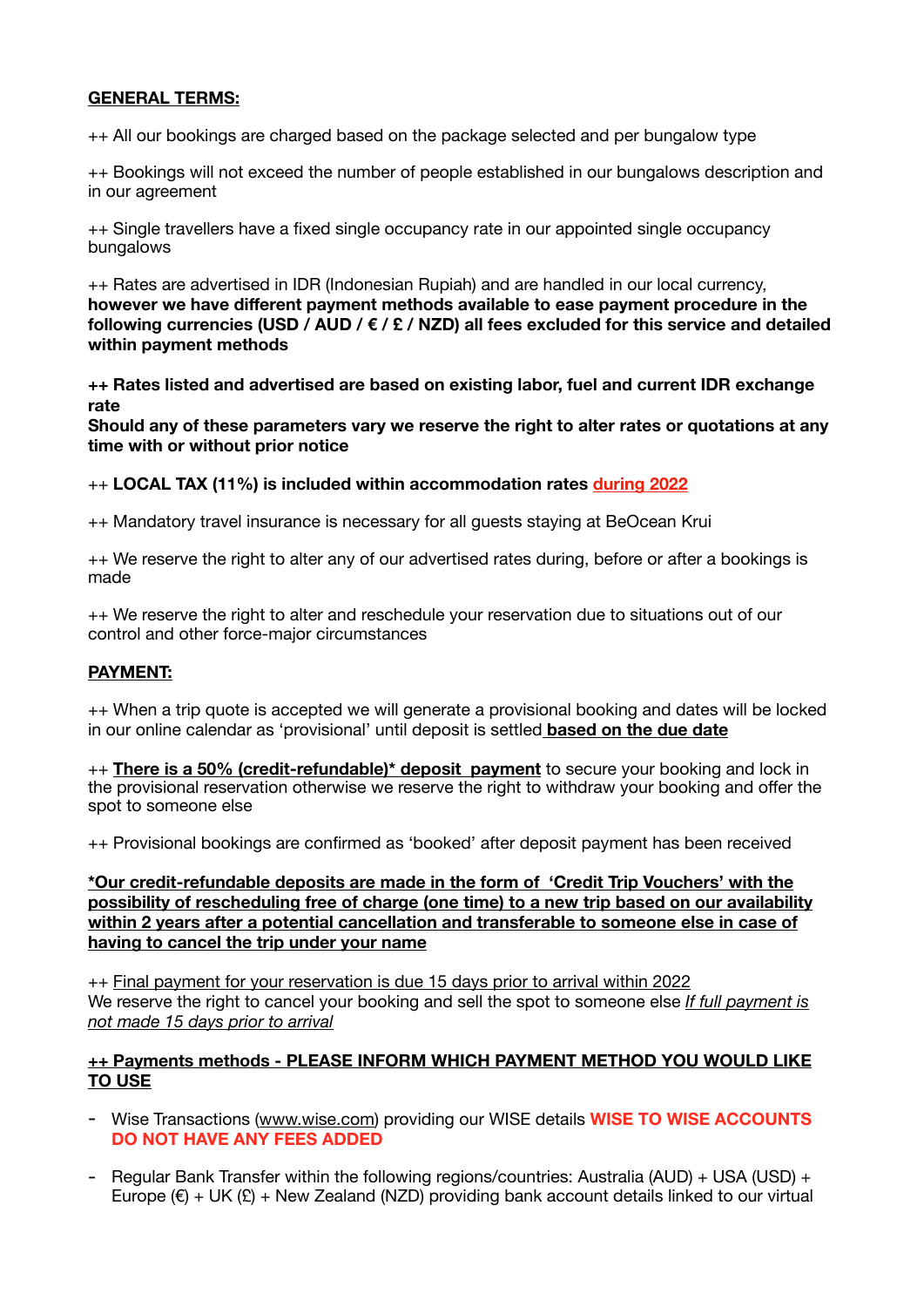**GENERAL TERMS:**

++ All our bookings are charged based on the package selected and per bungalow type

++ Bookings will not exceed the number of people established in our bungalows description and in our agreement

++ Single travellers have a fixed single occupancy rate in our appointed single occupancy bungalows

++ Rates are advertised in IDR (Indonesian Rupiah) and are handled in our local currency, **however we have different payment methods available to ease payment procedure in the following currencies (USD / AUD / € / £ / NZD) all fees excluded for this service and detailed within payment methods**

**++ Rates listed and advertised are based on existing labor, fuel and current IDR exchange rate**
**Should any of these parameters vary we reserve the right to alter rates or quotations at any time with or without prior notice**

++ **LOCAL TAX (11%) is included within accommodation rates** **during 2022**

++ Mandatory travel insurance is necessary for all guests staying at BeOcean Krui

++ We reserve the right to alter any of our advertised rates during, before or after a bookings is made

++ We reserve the right to alter and reschedule your reservation due to situations out of our control and other force-major circumstances

**PAYMENT:**

++ When a trip quote is accepted we will generate a provisional booking and dates will be locked in our online calendar as 'provisional' until deposit is settled **based on the due date**

++ **There is a 50% (credit-refundable)* deposit payment** to secure your booking and lock in the provisional reservation otherwise we reserve the right to withdraw your booking and offer the spot to someone else

++ Provisional bookings are confirmed as 'booked' after deposit payment has been received

***Our credit-refundable deposits are made in the form of 'Credit Trip Vouchers' with the possibility of rescheduling free of charge (one time) to a new trip based on our availability within 2 years after a potential cancellation and transferable to someone else in case of having to cancel the trip under your name**

++ Final payment for your reservation is due 15 days prior to arrival within 2022
We reserve the right to cancel your booking and sell the spot to someone else *If full payment is not made 15 days prior to arrival*

**++ Payments methods - PLEASE INFORM WHICH PAYMENT METHOD YOU WOULD LIKE TO USE**

- Wise Transactions (www.wise.com) providing our WISE details **WISE TO WISE ACCOUNTS DO NOT HAVE ANY FEES ADDED**
- Regular Bank Transfer within the following regions/countries: Australia (AUD) + USA (USD) + Europe (€) + UK (£) + New Zealand (NZD) providing bank account details linked to our virtual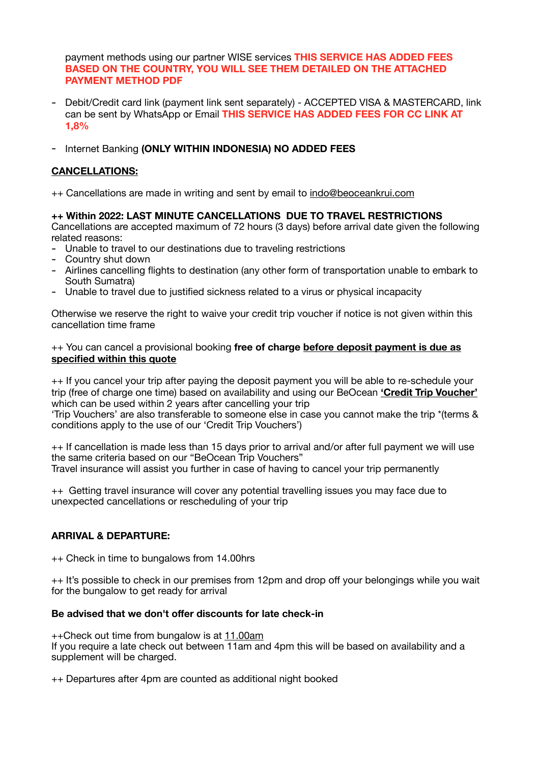payment methods using our partner WISE services **THIS SERVICE HAS ADDED FEES BASED ON THE COUNTRY, YOU WILL SEE THEM DETAILED ON THE ATTACHED PAYMENT METHOD PDF**

- Debit/Credit card link (payment link sent separately) - ACCEPTED VISA & MASTERCARD, link can be sent by WhatsApp or Email **THIS SERVICE HAS ADDED FEES FOR CC LINK AT 1,8%**

- Internet Banking **(ONLY WITHIN INDONESIA) NO ADDED FEES**

## CANCELLATIONS:

++ Cancellations are made in writing and sent by email to indo@beoceankrui.com

**++ Within 2022: LAST MINUTE CANCELLATIONS DUE TO TRAVEL RESTRICTIONS**
Cancellations are accepted maximum of 72 hours (3 days) before arrival date given the following related reasons:

- Unable to travel to our destinations due to traveling restrictions
- Country shut down
- Airlines cancelling flights to destination (any other form of transportation unable to embark to South Sumatra)
- Unable to travel due to justified sickness related to a virus or physical incapacity

Otherwise we reserve the right to waive your credit trip voucher if notice is not given within this cancellation time frame

++ You can cancel a provisional booking **free of charge** **before deposit payment is due as specified within this quote**

++ If you cancel your trip after paying the deposit payment you will be able to re-schedule your trip (free of charge one time) based on availability and using our BeOcean **'Credit Trip Voucher'** which can be used within 2 years after cancelling your trip
'Trip Vouchers' are also transferable to someone else in case you cannot make the trip *(terms & conditions apply to the use of our 'Credit Trip Vouchers')

++ If cancellation is made less than 15 days prior to arrival and/or after full payment we will use the same criteria based on our "BeOcean Trip Vouchers"
Travel insurance will assist you further in case of having to cancel your trip permanently

++ Getting travel insurance will cover any potential travelling issues you may face due to unexpected cancellations or rescheduling of your trip

## ARRIVAL & DEPARTURE:

++ Check in time to bungalows from 14.00hrs

++ It's possible to check in our premises from 12pm and drop off your belongings while you wait for the bungalow to get ready for arrival

**Be advised that we don't offer discounts for late check-in**

++Check out time from bungalow is at 11.00am
If you require a late check out between 11am and 4pm this will be based on availability and a supplement will be charged.

++ Departures after 4pm are counted as additional night booked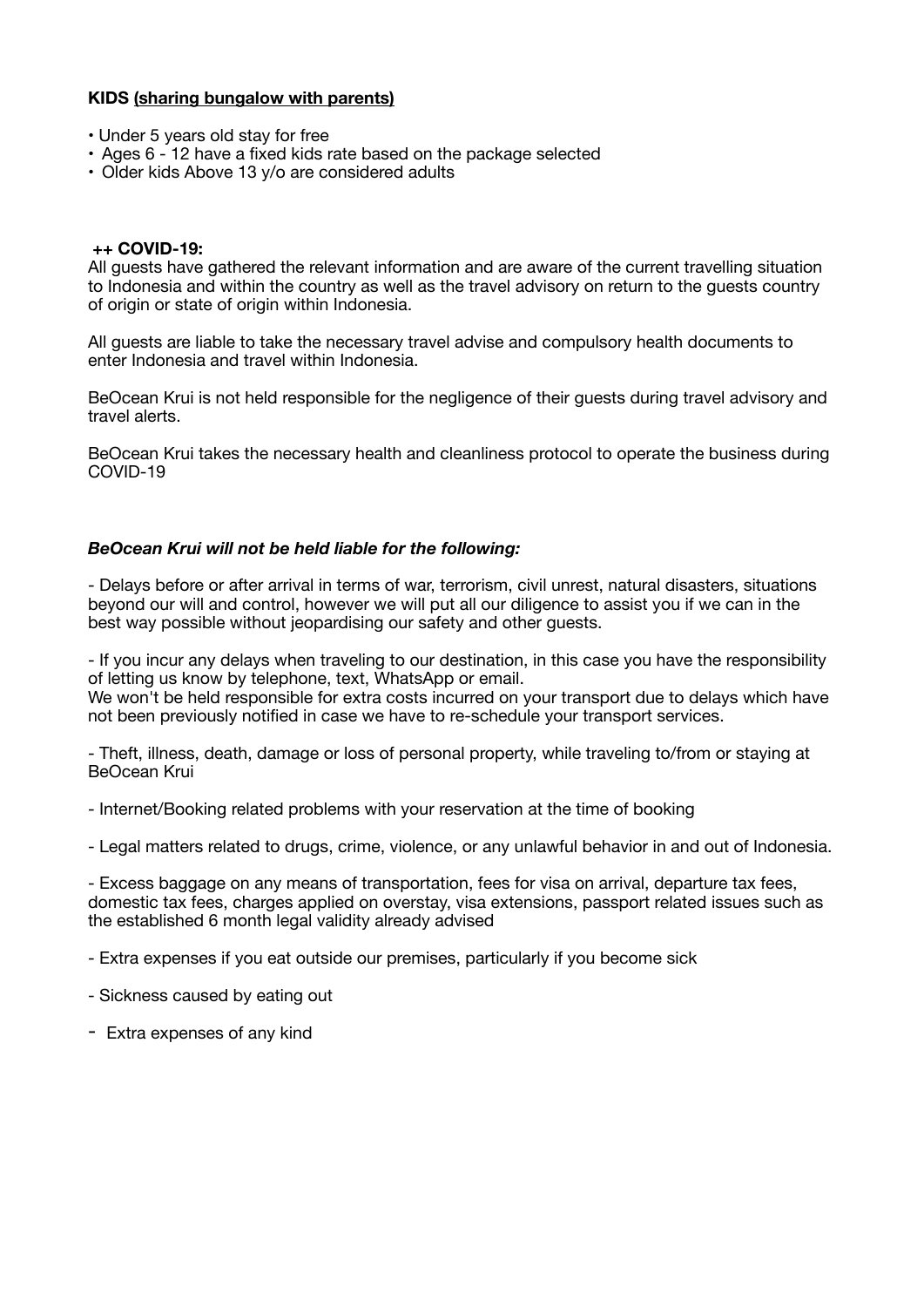**KIDS <u>(sharing bungalow with parents)</u>**

- Under 5 years old stay for free
- Ages 6 - 12 have a fixed kids rate based on the package selected
- Older kids Above 13 y/o are considered adults

**++ COVID-19:**

All guests have gathered the relevant information and are aware of the current travelling situation to Indonesia and within the country as well as the travel advisory on return to the guests country of origin or state of origin within Indonesia.

All guests are liable to take the necessary travel advise and compulsory health documents to enter Indonesia and travel within Indonesia.

BeOcean Krui is not held responsible for the negligence of their guests during travel advisory and travel alerts.

BeOcean Krui takes the necessary health and cleanliness protocol to operate the business during COVID-19

***BeOcean Krui will not be held liable for the following:***

- Delays before or after arrival in terms of war, terrorism, civil unrest, natural disasters, situations beyond our will and control, however we will put all our diligence to assist you if we can in the best way possible without jeopardising our safety and other guests.

- If you incur any delays when traveling to our destination, in this case you have the responsibility of letting us know by telephone, text, WhatsApp or email.
  We won't be held responsible for extra costs incurred on your transport due to delays which have not been previously notified in case we have to re-schedule your transport services.

- Theft, illness, death, damage or loss of personal property, while traveling to/from or staying at BeOcean Krui

- Internet/Booking related problems with your reservation at the time of booking

- Legal matters related to drugs, crime, violence, or any unlawful behavior in and out of Indonesia.

- Excess baggage on any means of transportation, fees for visa on arrival, departure tax fees, domestic tax fees, charges applied on overstay, visa extensions, passport related issues such as the established 6 month legal validity already advised

- Extra expenses if you eat outside our premises, particularly if you become sick

- Sickness caused by eating out

- Extra expenses of any kind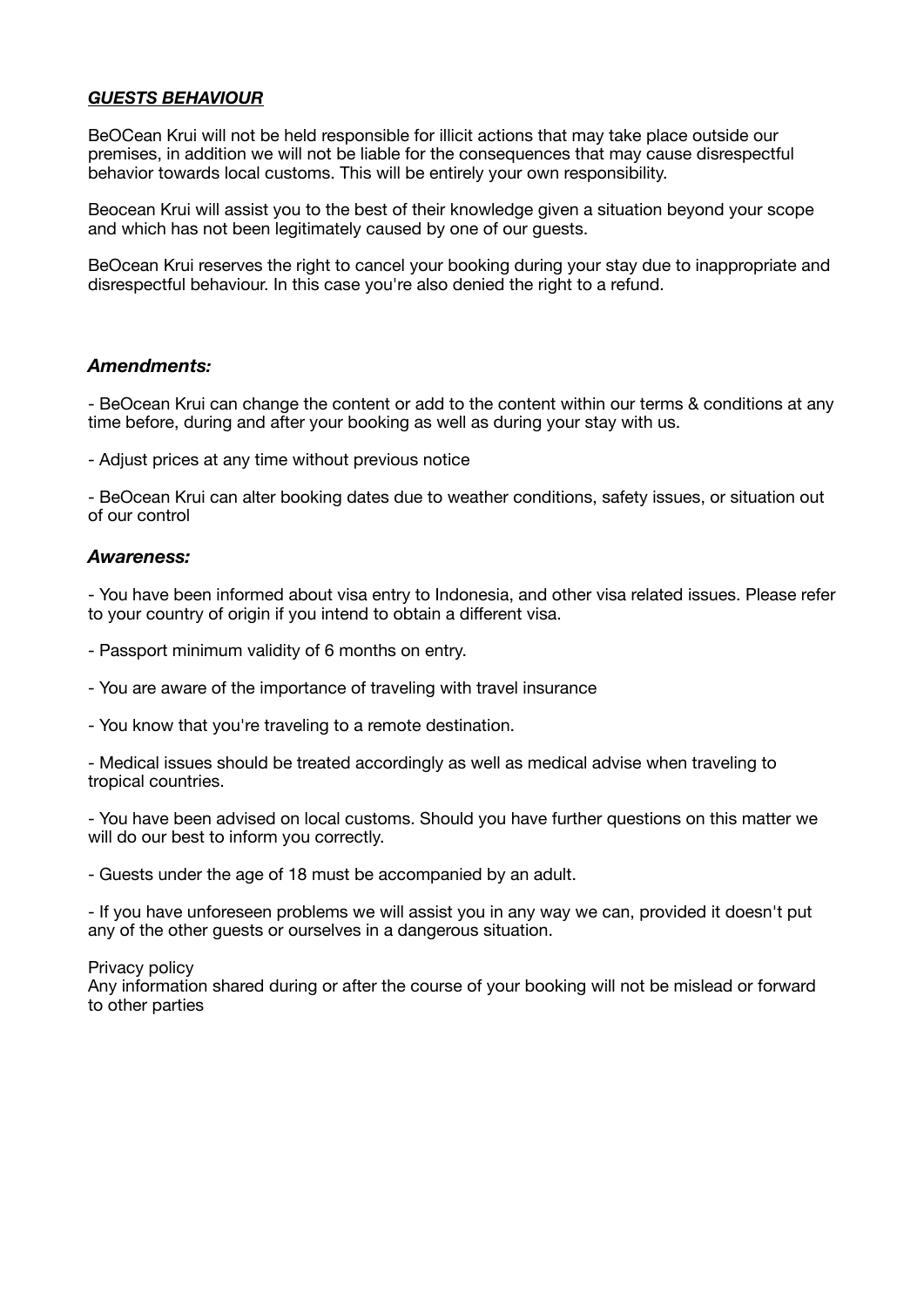## ***GUESTS BEHAVIOUR***

BeOCean Krui will not be held responsible for illicit actions that may take place outside our premises, in addition we will not be liable for the consequences that may cause disrespectful behavior towards local customs. This will be entirely your own responsibility.

Beocean Krui will assist you to the best of their knowledge given a situation beyond your scope and which has not been legitimately caused by one of our guests.

BeOcean Krui reserves the right to cancel your booking during your stay due to inappropriate and disrespectful behaviour. In this case you're also denied the right to a refund.

### *Amendments:*

- BeOcean Krui can change the content or add to the content within our terms & conditions at any time before, during and after your booking as well as during your stay with us.

- Adjust prices at any time without previous notice

- BeOcean Krui can alter booking dates due to weather conditions, safety issues, or situation out of our control

### *Awareness:*

- You have been informed about visa entry to Indonesia, and other visa related issues. Please refer to your country of origin if you intend to obtain a different visa.

- Passport minimum validity of 6 months on entry.

- You are aware of the importance of traveling with travel insurance

- You know that you're traveling to a remote destination.

- Medical issues should be treated accordingly as well as medical advise when traveling to tropical countries.

- You have been advised on local customs. Should you have further questions on this matter we will do our best to inform you correctly.

- Guests under the age of 18 must be accompanied by an adult.

- If you have unforeseen problems we will assist you in any way we can, provided it doesn't put any of the other guests or ourselves in a dangerous situation.

Privacy policy
Any information shared during or after the course of your booking will not be mislead or forward to other parties